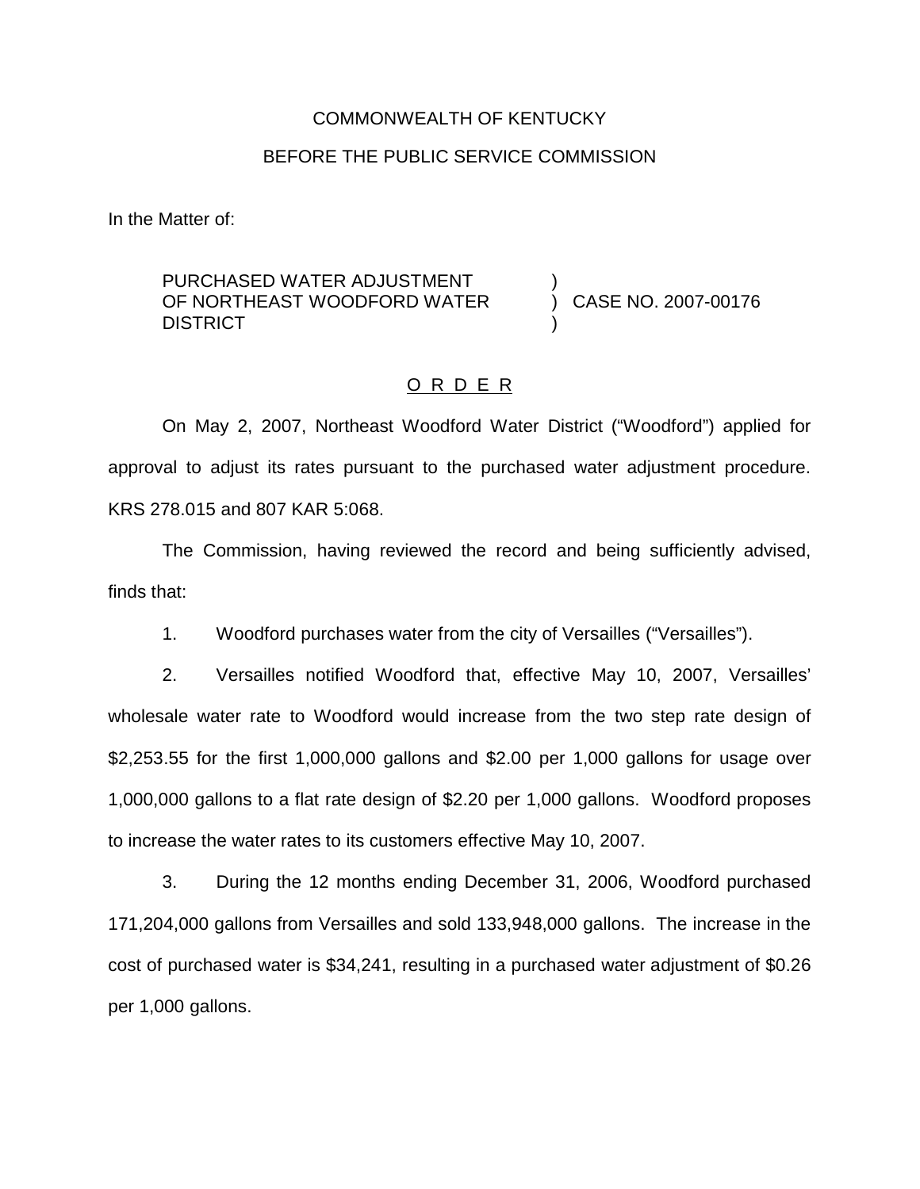COMMONWEALTH OF KENTUCKY

BEFORE THE PUBLIC SERVICE COMMISSION

In the Matter of:

PURCHASED WATER ADJUSTMENT OF NORTHEAST WOODFORD WATER DISTRICT ) CASE NO. 2007-00176

O R D E R

On May 2, 2007, Northeast Woodford Water District ("Woodford") applied for approval to adjust its rates pursuant to the purchased water adjustment procedure. KRS 278.015 and 807 KAR 5:068.

The Commission, having reviewed the record and being sufficiently advised, finds that:

1. Woodford purchases water from the city of Versailles ("Versailles").

2. Versailles notified Woodford that, effective May 10, 2007, Versailles' wholesale water rate to Woodford would increase from the two step rate design of $2,253.55 for the first 1,000,000 gallons and $2.00 per 1,000 gallons for usage over 1,000,000 gallons to a flat rate design of $2.20 per 1,000 gallons. Woodford proposes to increase the water rates to its customers effective May 10, 2007.

3. During the 12 months ending December 31, 2006, Woodford purchased 171,204,000 gallons from Versailles and sold 133,948,000 gallons. The increase in the cost of purchased water is $34,241, resulting in a purchased water adjustment of $0.26 per 1,000 gallons.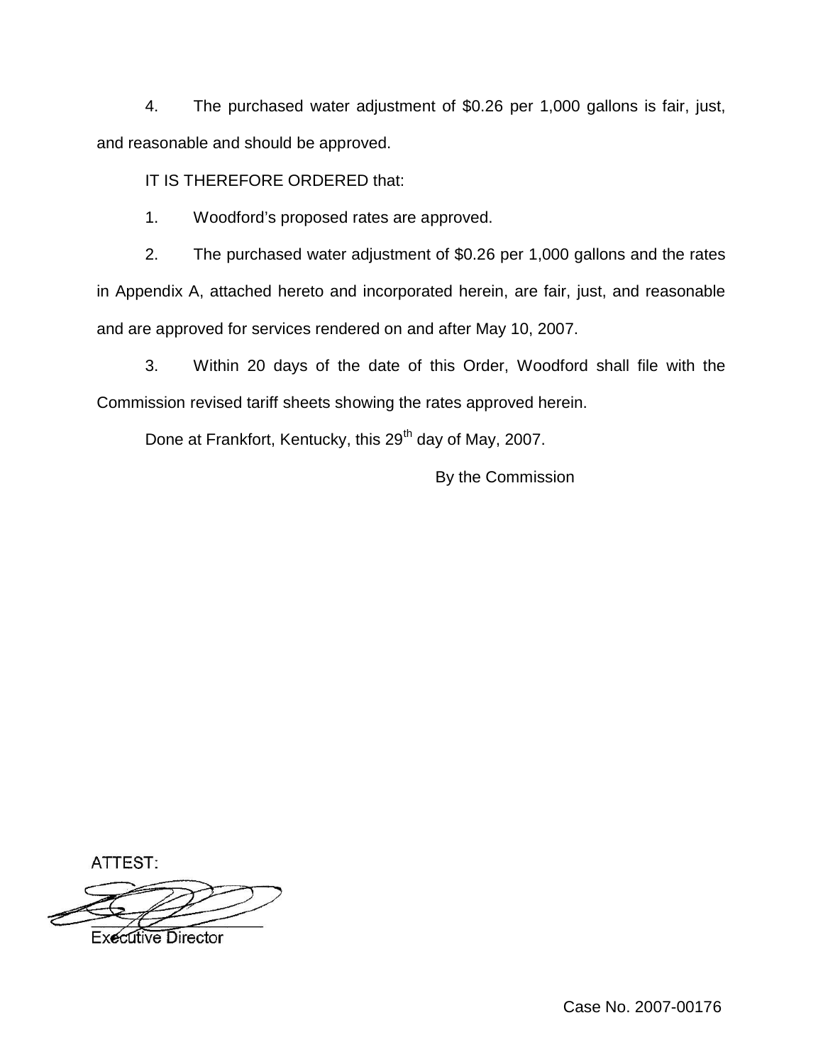4. The purchased water adjustment of \$0.26 per 1,000 gallons is fair, just, and reasonable and should be approved.

IT IS THEREFORE ORDERED that:

1. Woodford's proposed rates are approved.

2. The purchased water adjustment of \$0.26 per 1,000 gallons and the rates in Appendix A, attached hereto and incorporated herein, are fair, just, and reasonable and are approved for services rendered on and after May 10, 2007.

3. Within 20 days of the date of this Order, Woodford shall file with the Commission revised tariff sheets showing the rates approved herein.

Done at Frankfort, Kentucky, this 29th day of May, 2007.

By the Commission

ATTEST:

Executive Director

Case No. 2007-00176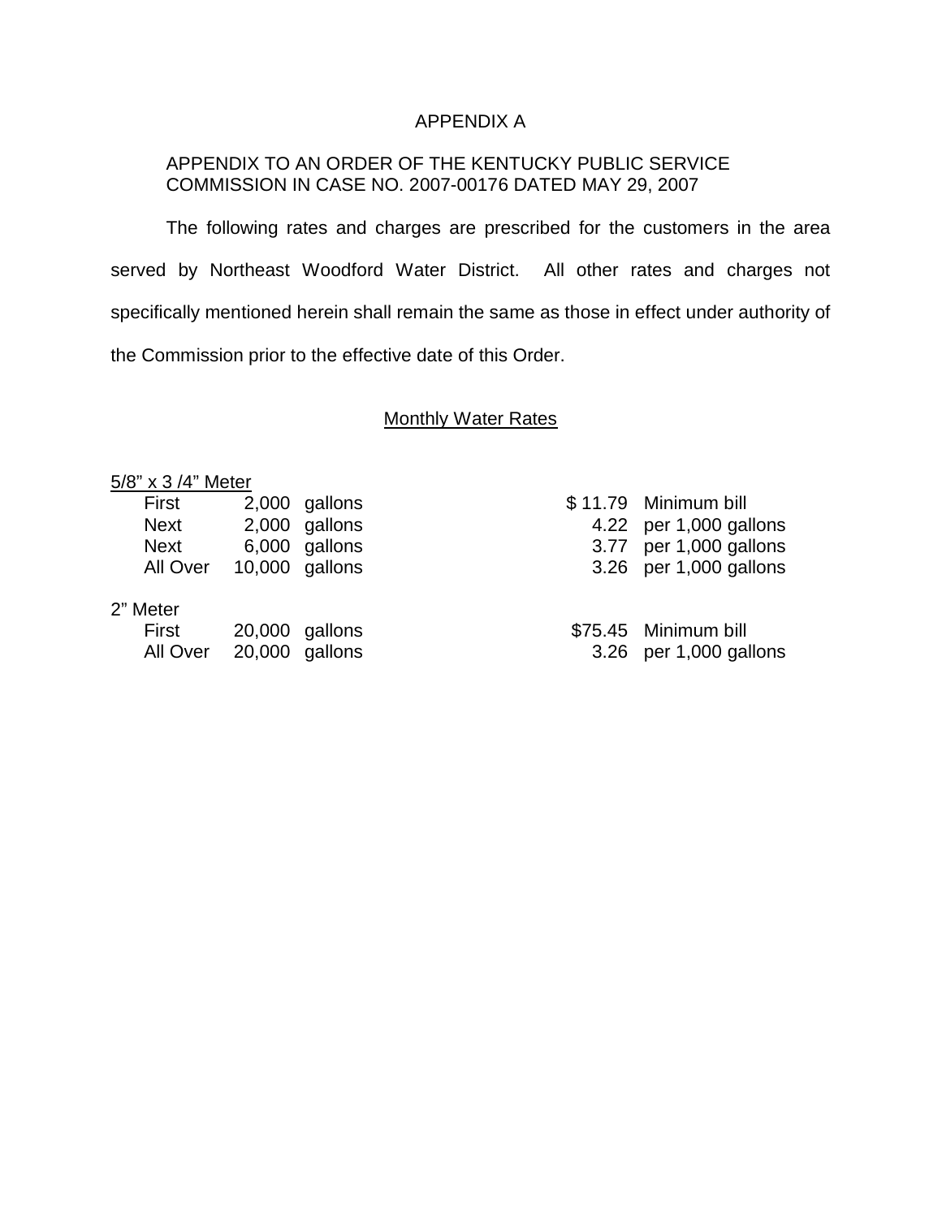# APPENDIX A

APPENDIX TO AN ORDER OF THE KENTUCKY PUBLIC SERVICE COMMISSION IN CASE NO. 2007-00176 DATED MAY 29, 2007

The following rates and charges are prescribed for the customers in the area served by Northeast Woodford Water District. All other rates and charges not specifically mentioned herein shall remain the same as those in effect under authority of the Commission prior to the effective date of this Order.

## Monthly Water Rates

| | | | | |
|---|---|---|---|---|
| **5/8" x 3 /4" Meter** | | | | |
| First | 2,000 | gallons | $ 11.79 | Minimum bill |
| Next | 2,000 | gallons | 4.22 | per 1,000 gallons |
| Next | 6,000 | gallons | 3.77 | per 1,000 gallons |
| All Over | 10,000 | gallons | 3.26 | per 1,000 gallons |
| **2" Meter** | | | | |
| First | 20,000 | gallons | $75.45 | Minimum bill |
| All Over | 20,000 | gallons | 3.26 | per 1,000 gallons |